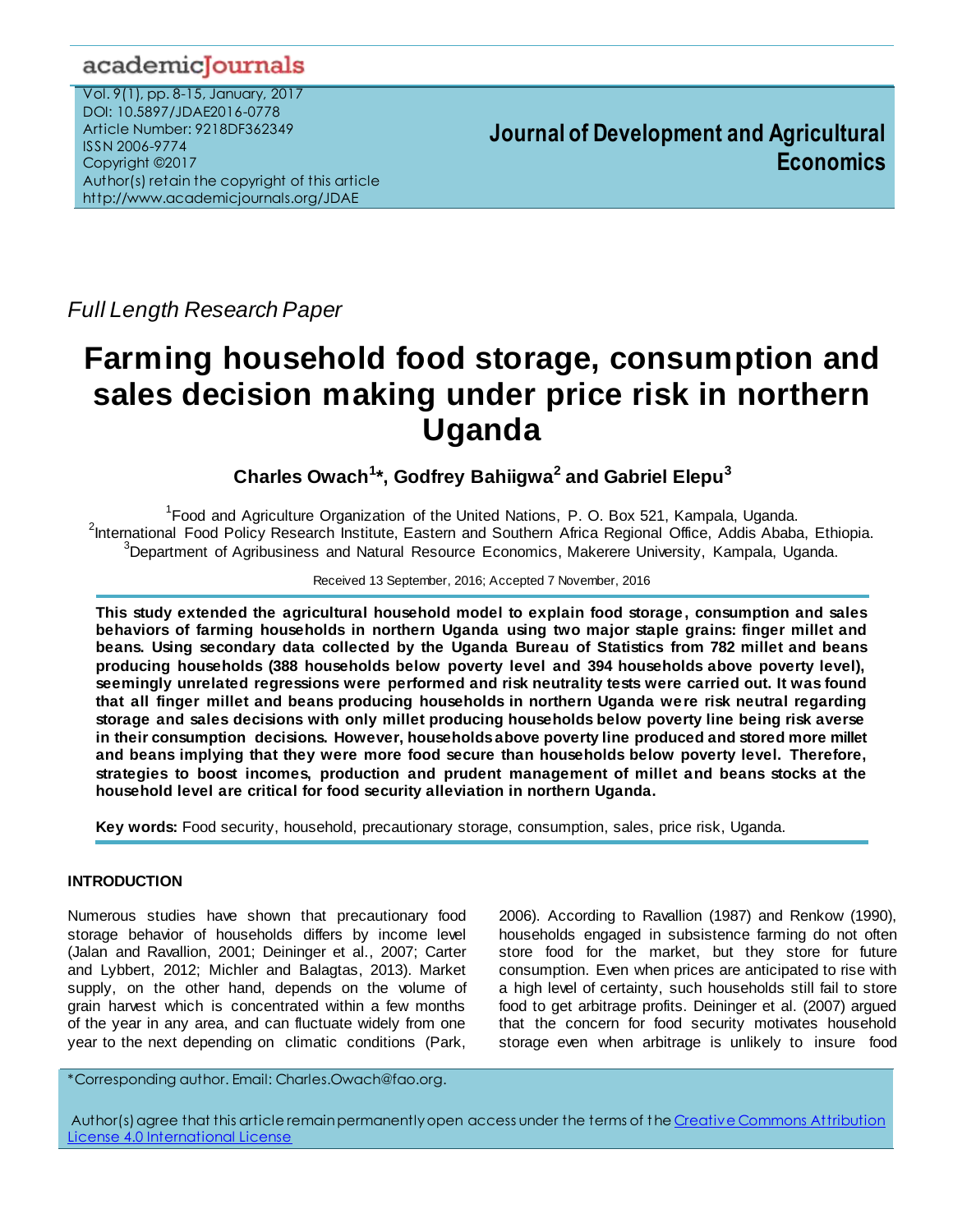*Full Length Research Paper*

# Farming household food storage, consumption and sales decision making under price risk in northern Uganda

**Charles Owach[1]*, Godfrey Bahiigwa[2] and Gabriel Elepu[3]**

[1]Food and Agriculture Organization of the United Nations, P. O. Box 521, Kampala, Uganda.
[2]International Food Policy Research Institute, Eastern and Southern Africa Regional Office, Addis Ababa, Ethiopia.
[3]Department of Agribusiness and Natural Resource Economics, Makerere University, Kampala, Uganda.

Received 13 September, 2016; Accepted 7 November, 2016

**This study extended the agricultural household model to explain food storage, consumption and sales behaviors of farming households in northern Uganda using two major staple grains: finger millet and beans. Using secondary data collected by the Uganda Bureau of Statistics from 782 millet and beans producing households (388 households below poverty level and 394 households above poverty level), seemingly unrelated regressions were performed and risk neutrality tests were carried out. It was found that all finger millet and beans producing households in northern Uganda were risk neutral regarding storage and sales decisions with only millet producing households below poverty line being risk averse in their consumption decisions. However, households above poverty line produced and stored more millet and beans implying that they were more food secure than households below poverty level. Therefore, strategies to boost incomes, production and prudent management of millet and beans stocks at the household level are critical for food security alleviation in northern Uganda.**

**Key words:** Food security, household, precautionary storage, consumption, sales, price risk, Uganda.

## INTRODUCTION

Numerous studies have shown that precautionary food storage behavior of households differs by income level (Jalan and Ravallion, 2001; Deininger et al., 2007; Carter and Lybbert, 2012; Michler and Balagtas, 2013). Market supply, on the other hand, depends on the volume of grain harvest which is concentrated within a few months of the year in any area, and can fluctuate widely from one year to the next depending on climatic conditions (Park, 2006). According to Ravallion (1987) and Renkow (1990), households engaged in subsistence farming do not often store food for the market, but they store for future consumption. Even when prices are anticipated to rise with a high level of certainty, such households still fail to store food to get arbitrage profits. Deininger et al. (2007) argued that the concern for food security motivates household storage even when arbitrage is unlikely to insure food

*Corresponding author. Email: Charles.Owach@fao.org.

Author(s) agree that this article remain permanently open access under the terms of the Creative Commons Attribution License 4.0 International License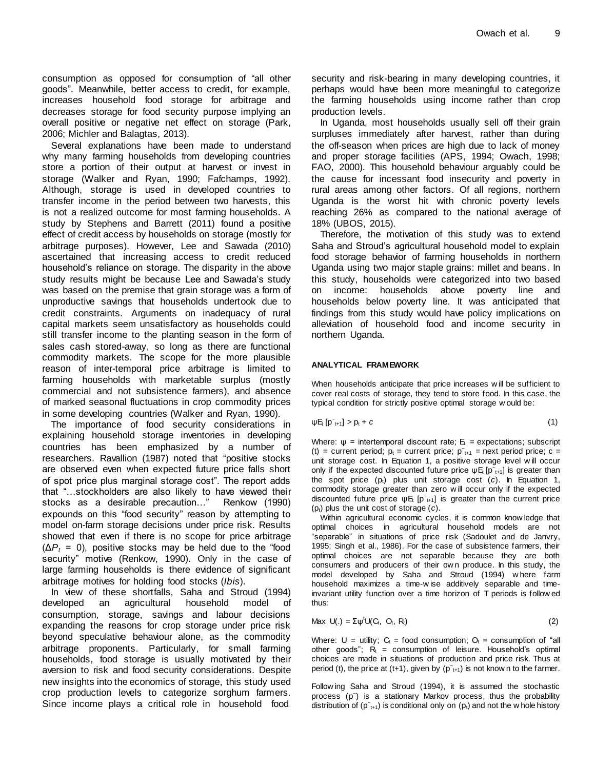consumption as opposed for consumption of "all other goods". Meanwhile, better access to credit, for example, increases household food storage for arbitrage and decreases storage for food security purpose implying an overall positive or negative net effect on storage (Park, 2006; Michler and Balagtas, 2013).

Several explanations have been made to understand why many farming households from developing countries store a portion of their output at harvest or invest in storage (Walker and Ryan, 1990; Fafchamps, 1992). Although, storage is used in developed countries to transfer income in the period between two harvests, this is not a realized outcome for most farming households. A study by Stephens and Barrett (2011) found a positive effect of credit access by households on storage (mostly for arbitrage purposes). However, Lee and Sawada (2010) ascertained that increasing access to credit reduced household's reliance on storage. The disparity in the above study results might be because Lee and Sawada's study was based on the premise that grain storage was a form of unproductive savings that households undertook due to credit constraints. Arguments on inadequacy of rural capital markets seem unsatisfactory as households could still transfer income to the planting season in the form of sales cash stored-away, so long as there are functional commodity markets. The scope for the more plausible reason of inter-temporal price arbitrage is limited to farming households with marketable surplus (mostly commercial and not subsistence farmers), and absence of marked seasonal fluctuations in crop commodity prices in some developing countries (Walker and Ryan, 1990).

The importance of food security considerations in explaining household storage inventories in developing countries has been emphasized by a number of researchers. Ravallion (1987) noted that "positive stocks are observed even when expected future price falls short of spot price plus marginal storage cost". The report adds that "…stockholders are also likely to have viewed their stocks as a desirable precaution…" Renkow (1990) expounds on this "food security" reason by attempting to model on-farm storage decisions under price risk. Results showed that even if there is no scope for price arbitrage ($\Delta P_t = 0$), positive stocks may be held due to the "food security" motive (Renkow, 1990). Only in the case of large farming households is there evidence of significant arbitrage motives for holding food stocks (*Ibis*).

In view of these shortfalls, Saha and Stroud (1994) developed an agricultural household model of consumption, storage, savings and labour decisions expanding the reasons for crop storage under price risk beyond speculative behaviour alone, as the commodity arbitrage proponents. Particularly, for small farming households, food storage is usually motivated by their aversion to risk and food security considerations. Despite new insights into the economics of storage, this study used crop production levels to categorize sorghum farmers. Since income plays a critical role in household food security and risk-bearing in many developing countries, it perhaps would have been more meaningful to categorize the farming households using income rather than crop production levels.

In Uganda, most households usually sell off their grain surpluses immediately after harvest, rather than during the off-season when prices are high due to lack of money and proper storage facilities (APS, 1994; Owach, 1998; FAO, 2000). This household behaviour arguably could be the cause for incessant food insecurity and poverty in rural areas among other factors. Of all regions, northern Uganda is the worst hit with chronic poverty levels reaching 26% as compared to the national average of 18% (UBOS, 2015).

Therefore, the motivation of this study was to extend Saha and Stroud's agricultural household model to explain food storage behavior of farming households in northern Uganda using two major staple grains: millet and beans. In this study, households were categorized into two based on income: households above poverty line and households below poverty line. It was anticipated that findings from this study would have policy implications on alleviation of household food and income security in northern Uganda.

## ANALYTICAL FRAMEWORK

When households anticipate that price increases will be sufficient to cover real costs of storage, they tend to store food. In this case, the typical condition for strictly positive optimal storage would be:

$$\psi E_t[\tilde{p}_{t+1}] > p_t + c \qquad (1)$$

Where: $\psi$ = intertemporal discount rate; $E_t$ = expectations; subscript (t) = current period; $p_t$ = current price; $\tilde{p}_{t+1}$ = next period price; c = unit storage cost. In Equation 1, a positive storage level will occur only if the expected discounted future price $\psi E_t[\tilde{p}_{t+1}]$ is greater than the spot price ($p_t$) plus unit storage cost (*c*). In Equation 1, commodity storage greater than zero will occur only if the expected discounted future price $\psi E_t[\tilde{p}_{t+1}]$ is greater than the current price ($p_t$) plus the unit cost of storage (*c*).

Within agricultural economic cycles, it is common knowledge that optimal choices in agricultural household models are not "separable" in situations of price risk (Sadoulet and de Janvry, 1995; Singh et al., 1986). For the case of subsistence farmers, their optimal choices are not separable because they are both consumers and producers of their own produce. In this study, the model developed by Saha and Stroud (1994) where farm household maximizes a time-wise additively separable and time-invariant utility function over a time horizon of T periods is followed thus:

$$\text{Max } U(.) = \Sigma\psi^t U(C_t, O_t, R_t) \qquad (2)$$

Where: U = utility; $C_t$ = food consumption; $O_t$ = consumption of "all other goods"; $R_t$ = consumption of leisure. Household's optimal choices are made in situations of production and price risk. Thus at period (t), the price at (t+1), given by ($\tilde{p}_{t+1}$) is not known to the farmer.

Following Saha and Stroud (1994), it is assumed the stochastic process ($\tilde{p}$) is a stationary Markov process, thus the probability distribution of ($\tilde{p}_{t+1}$) is conditional only on ($p_t$) and not the whole history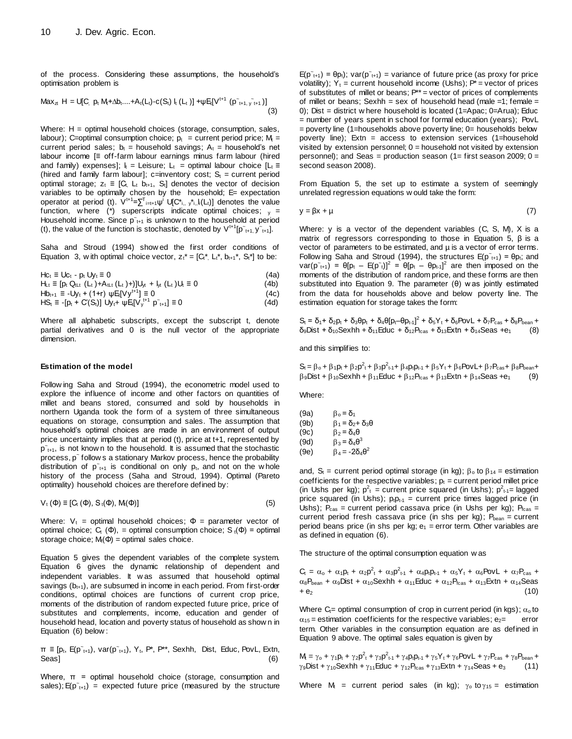of the process. Considering these assumptions, the household's optimisation problem is

$$\text{Max}_{zt}\ H = U[C,\ p_t M_t + \Delta b_t .... + A_t(L_t) - c(S_t)\ l_t(L_t)] + \psi E_t[V^{t+1}(\bar{p}_{t+1,\ y}\ \bar{}_{t+1})] \tag{3}$$

Where: H = optimal household choices (storage, consumption, sales, labour); C=optimal consumption choice; $p_t$ = current period price; $M_t$ = current period sales; $b_t$ = household savings; $A_t$ = household's net labour income [≡ off-farm labour earnings minus farm labour (hired and family) expenses]; $l_t$ = Leisure; $L_t$ = optimal labour choice [$L_t$ ≡ (hired and family farm labour]; c=inventory cost; $S_t$ = current period optimal storage; $z_t \equiv [C_t, L_t, b_{t+1}, S_t]$ denotes the vector of decision variables to be optimally chosen by the household; E= expectation operator at period (t). $V^{t+1} = \sum^{T}_{i=t+1} \psi^i\ U[C^*_{i,,\ y}{}^*_{i,,} l_i(L_t)]$ denotes the value function, where (*) superscripts indicate optimal choices; $_y$ = Household income. Since $\bar{p}_{t+1}$ is unknown to the household at period (t), the value of the function is stochastic, denoted by $V^{t+1}[\bar{p}_{t+1,}\ \bar{y}_{t+1}]$.

Saha and Stroud (1994) showed the first order conditions of Equation 3, with optimal choice vector, $z_t^* = [C_t^*, L_t^*, b_{t+1}^*, S_t^*]$ to be:

$$H_{Ct} \equiv U_{Ct} - p_t\ U_{yt} \equiv 0 \tag{4a}$$

$$H_{Lt} \equiv [p_t\ Q_{tLt}\ (L_t) + A_{tLt}\ (L_t)+)]U_{yt} + l_{yt}\ (L_t)U_t \equiv 0 \tag{4b}$$

$$H_{bt+1} \equiv -U_{yt} + (1+r)\ \psi E_t[V_y{}^{t+1}] \equiv 0 \tag{4c}$$

$$H_{St} \equiv -[p_t + C'(S_t)]\ U_{yt} + \psi E_t[V_y{}^{t+1}\ \bar{p}_{t+1}] \equiv 0 \tag{4d}$$

Where all alphabetic subscripts, except the subscript t, denote partial derivatives and 0 is the null vector of the appropriate dimension.

## Estimation of the model

Following Saha and Stroud (1994), the econometric model used to explore the influence of income and other factors on quantities of millet and beans stored, consumed and sold by households in northern Uganda took the form of a system of three simultaneous equations on storage, consumption and sales. The assumption that household's optimal choices are made in an environment of output price uncertainty implies that at period (t), price at t+1, represented by $\bar{p}_{t+1}$, is not known to the household. It is assumed that the stochastic process, $\bar{p}$ follows a stationary Markov process, hence the probability distribution of $\bar{p}_{t+1}$ is conditional on only $p_t$, and not on the whole history of the process (Saha and Stroud, 1994). Optimal (Pareto optimality) household choices are therefore defined by:

$$V_t\ (\Phi) \equiv [C_t\ (\Phi),\ S_t(\Phi),\ M_t(\Phi)] \tag{5}$$

Where: $V_t$ = optimal household choices; Φ = parameter vector of optimal choice; $C_t$ (Φ), = optimal consumption choice; $S_t$(Φ) = optimal storage choice; $M_t$(Φ) = optimal sales choice.

Equation 5 gives the dependent variables of the complete system. Equation 6 gives the dynamic relationship of dependent and independent variables. It was assumed that household optimal savings ($b_{t+1}$), are subsumed in income in each period. From first-order conditions, optimal choices are functions of current crop price, moments of the distribution of random expected future price, price of substitutes and complements, income, education and gender of household head, location and poverty status of household as shown in Equation (6) below:

$$\pi \equiv [p_t,\ E(\bar{p}_{t+1}),\ var(\bar{p}_{t+1}),\ Y_t,\ P^*,\ P^{**},\ Sexhh,\ Dist,\ Educ,\ PovL,\ Extn,\ Seas] \tag{6}$$

Where, π = optimal household choice (storage, consumption and sales); $E(\bar{p}_{t+1})$ = expected future price (measured by the structure $E(\bar{p}_{t+1}) = \theta p_t$); $var(\bar{p}_{t+1})$ = variance of future price (as proxy for price volatility); $Y_t$ = current household income (Ushs); $P^*$ = vector of prices of substitutes of millet or beans; $P^{**}$ = vector of prices of complements of millet or beans; Sexhh = sex of household head (male =1; female = 0); Dist = district where household is located (1=Apac; 0=Arua); Educ = number of years spent in school for formal education (years); PovL = poverty line (1=households above poverty line; 0= households below poverty line); Extn = access to extension services (1=household visited by extension personnel; 0 = household not visited by extension personnel); and Seas = production season (1= first season 2009; 0 = second season 2008).

From Equation 5, the set up to estimate a system of seemingly unrelated regression equations would take the form:

$$y = \beta x + \mu \tag{7}$$

Where: y is a vector of the dependent variables (C, S, M), X is a matrix of regressors corresponding to those in Equation 5, β is a vector of parameters to be estimated, and μ is a vector of error terms. Following Saha and Stroud (1994), the structures $E(\bar{p}_{t+1}) = \theta p_t$; and $var(\bar{p}_{t+1}) = \theta[p_t - E(\bar{p}_t)]^2 = \theta[p_t - \theta p_{t-1}]^2$ are then imposed on the moments of the distribution of random price, and these forms are then substituted into Equation 9. The parameter (θ) was jointly estimated from the data for households above and below poverty line. The estimation equation for storage takes the form:

$$S_t = \delta_1 + \delta_2 p_t + \delta_3 \theta p_t + \delta_4 \theta[p_t - \theta p_{t-1}]^2 + \delta_5 Y_t + \delta_6 PovL + \delta_7 P_{cas} + \delta_8 P_{bean} + \delta_9 Dist + \delta_{10} Sexhh + \delta_{11} Educ + \delta_{12} P_{fcas} + \delta_{13} Extn + \delta_{14} Seas + e_1 \tag{8}$$

and this simplifies to:

$$S_t = \beta_o + \beta_1 p_t + \beta_2 p^2_t + \beta_3 p^2_{t-1} + \beta_4 p_t p_{t-1} + \beta_5 Y_t + \beta_6 PovL + \beta_7 P_{cas} + \beta_8 P_{bean} + \beta_9 Dist + \beta_{10} Sexhh + \beta_{11} Educ + \beta_{12} P_{fcas} + \beta_{13} Extn + \beta_{14} Seas + e_1 \tag{9}$$

Where:

(9a) $\beta_o = \delta_1$

(9b) $\beta_1 = \delta_2 + \delta_3\theta$

(9c) $\beta_2 = \delta_4\theta$

(9d) $\beta_3 = \delta_4\theta^3$

(9e) $\beta_4 = -2\delta_4\theta^2$

and, $S_t$ = current period optimal storage (in kg); $\beta_o$ to $\beta_{14}$ = estimation coefficients for the respective variables; $p_t$ = current period millet price (in Ushs per kg); $p^2_t$ = current price squared (in Ushs); $p^2_{t-1}$= lagged price squared (in Ushs); $p_t p_{t-1}$ = current price times lagged price (in Ushs); $P_{cas}$ = current period cassava price (in Ushs per kg); $P_{fcas}$ = current period fresh cassava price (in shs per kg); $P_{bean}$ = current period beans price (in shs per kg; $e_1$ = error term. Other variables are as defined in equation (6).

The structure of the optimal consumption equation was

$$C_t = \alpha_o + \alpha_1 p_t + \alpha_2 p^2_t + \alpha_3 p^2_{t-1} + \alpha_4 p_t p_{t-1} + \alpha_5 Y_t + \alpha_6 PovL + \alpha_7 P_{cas} + \alpha_8 P_{bean} + \alpha_9 Dist + \alpha_{10} Sexhh + \alpha_{11} Educ + \alpha_{12} P_{fcas} + \alpha_{13} Extn + \alpha_{14} Seas + e_2 \tag{10}$$

Where $C_t$= optimal consumption of crop in current period (in kgs); $\alpha_o$ to $\alpha_{15}$ = estimation coefficients for the respective variables; $e_2$= error term. Other variables in the consumption equation are as defined in Equation 9 above. The optimal sales equation is given by

$$M_t = \gamma_o + \gamma_1 p_t + \gamma_2 p^2_t + \gamma_3 p^2_{t-1} + \gamma_4 p_t p_{t-1} + \gamma_5 Y_t + \gamma_6 PovL + \gamma_7 P_{cas} + \gamma_8 P_{bean} + \gamma_9 Dist + \gamma_{10} Sexhh + \gamma_{11} Educ + \gamma_{12} P_{fcas} + \gamma_{13} Extn + \gamma_{14} Seas + e_3 \tag{11}$$

Where $M_t$ = current period sales (in kg); $\gamma_o$ to $\gamma_{15}$ = estimation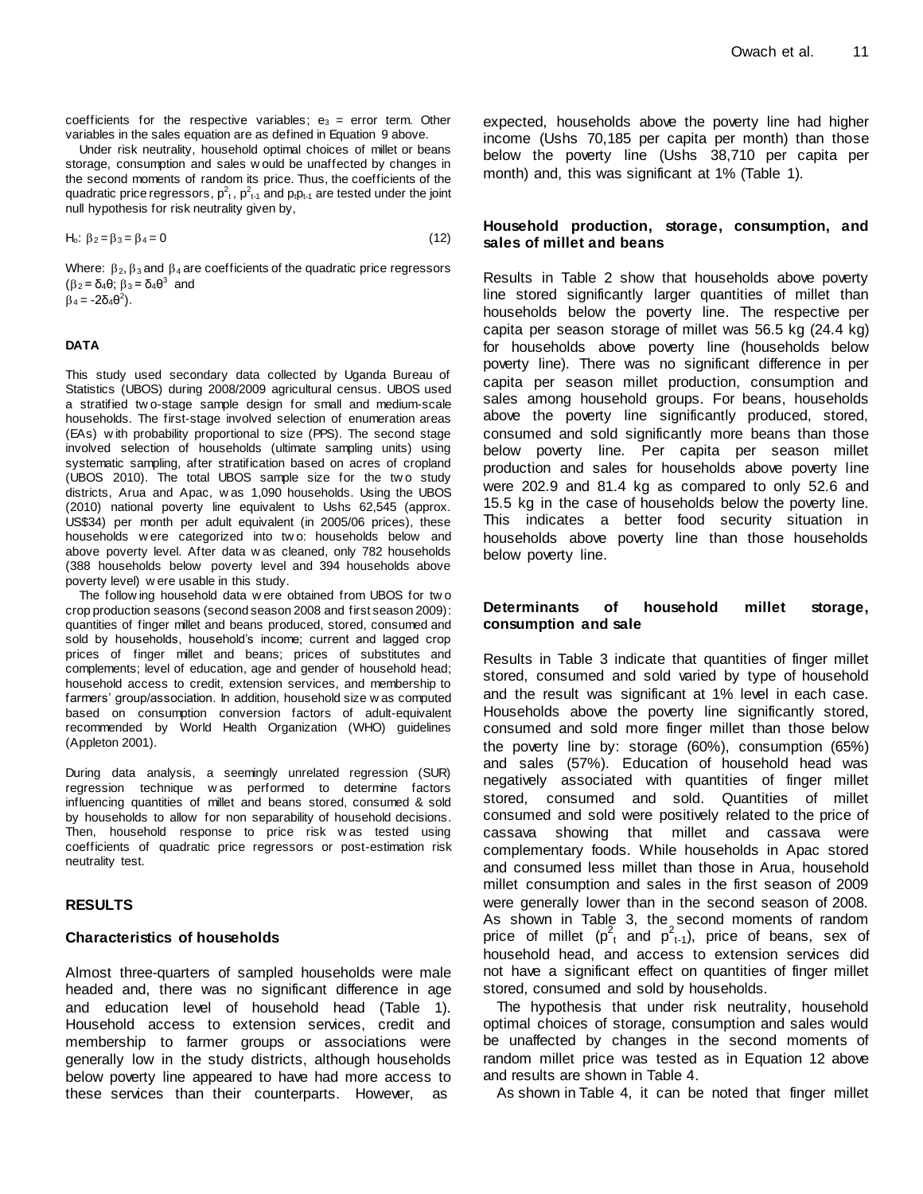coefficients for the respective variables; $e_3$ = error term. Other variables in the sales equation are as defined in Equation 9 above.

Under risk neutrality, household optimal choices of millet or beans storage, consumption and sales would be unaffected by changes in the second moments of random its price. Thus, the coefficients of the quadratic price regressors, $p^2_t$, $p^2_{t-1}$ and $p_t p_{t-1}$ are tested under the joint null hypothesis for risk neutrality given by,

$$H_o: \beta_2 = \beta_3 = \beta_4 = 0 \tag{12}$$

Where: $\beta_2, \beta_3$ and $\beta_4$ are coefficients of the quadratic price regressors ($\beta_2 = \delta_4\theta$; $\beta_3 = \delta_4\theta^3$ and $\beta_4 = -2\delta_4\theta^2$).

## DATA

This study used secondary data collected by Uganda Bureau of Statistics (UBOS) during 2008/2009 agricultural census. UBOS used a stratified two-stage sample design for small and medium-scale households. The first-stage involved selection of enumeration areas (EAs) with probability proportional to size (PPS). The second stage involved selection of households (ultimate sampling units) using systematic sampling, after stratification based on acres of cropland (UBOS 2010). The total UBOS sample size for the two study districts, Arua and Apac, was 1,090 households. Using the UBOS (2010) national poverty line equivalent to Ushs 62,545 (approx. US$34) per month per adult equivalent (in 2005/06 prices), these households were categorized into two: households below and above poverty level. After data was cleaned, only 782 households (388 households below poverty level and 394 households above poverty level) were usable in this study.

The following household data were obtained from UBOS for two crop production seasons (second season 2008 and first season 2009): quantities of finger millet and beans produced, stored, consumed and sold by households, household's income; current and lagged crop prices of finger millet and beans; prices of substitutes and complements; level of education, age and gender of household head; household access to credit, extension services, and membership to farmers' group/association. In addition, household size was computed based on consumption conversion factors of adult-equivalent recommended by World Health Organization (WHO) guidelines (Appleton 2001).

During data analysis, a seemingly unrelated regression (SUR) regression technique was performed to determine factors influencing quantities of millet and beans stored, consumed & sold by households to allow for non separability of household decisions. Then, household response to price risk was tested using coefficients of quadratic price regressors or post-estimation risk neutrality test.

## RESULTS

### Characteristics of households

Almost three-quarters of sampled households were male headed and, there was no significant difference in age and education level of household head (Table 1). Household access to extension services, credit and membership to farmer groups or associations were generally low in the study districts, although households below poverty line appeared to have had more access to these services than their counterparts. However, as expected, households above the poverty line had higher income (Ushs 70,185 per capita per month) than those below the poverty line (Ushs 38,710 per capita per month) and, this was significant at 1% (Table 1).

### Household production, storage, consumption, and sales of millet and beans

Results in Table 2 show that households above poverty line stored significantly larger quantities of millet than households below the poverty line. The respective per capita per season storage of millet was 56.5 kg (24.4 kg) for households above poverty line (households below poverty line). There was no significant difference in per capita per season millet production, consumption and sales among household groups. For beans, households above the poverty line significantly produced, stored, consumed and sold significantly more beans than those below poverty line. Per capita per season millet production and sales for households above poverty line were 202.9 and 81.4 kg as compared to only 52.6 and 15.5 kg in the case of households below the poverty line. This indicates a better food security situation in households above poverty line than those households below poverty line.

### Determinants of household millet storage, consumption and sale

Results in Table 3 indicate that quantities of finger millet stored, consumed and sold varied by type of household and the result was significant at 1% level in each case. Households above the poverty line significantly stored, consumed and sold more finger millet than those below the poverty line by: storage (60%), consumption (65%) and sales (57%). Education of household head was negatively associated with quantities of finger millet stored, consumed and sold. Quantities of millet consumed and sold were positively related to the price of cassava showing that millet and cassava were complementary foods. While households in Apac stored and consumed less millet than those in Arua, household millet consumption and sales in the first season of 2009 were generally lower than in the second season of 2008. As shown in Table 3, the second moments of random price of millet ($p^2_t$ and $p^2_{t-1}$), price of beans, sex of household head, and access to extension services did not have a significant effect on quantities of finger millet stored, consumed and sold by households.

The hypothesis that under risk neutrality, household optimal choices of storage, consumption and sales would be unaffected by changes in the second moments of random millet price was tested as in Equation 12 above and results are shown in Table 4.

As shown in Table 4, it can be noted that finger millet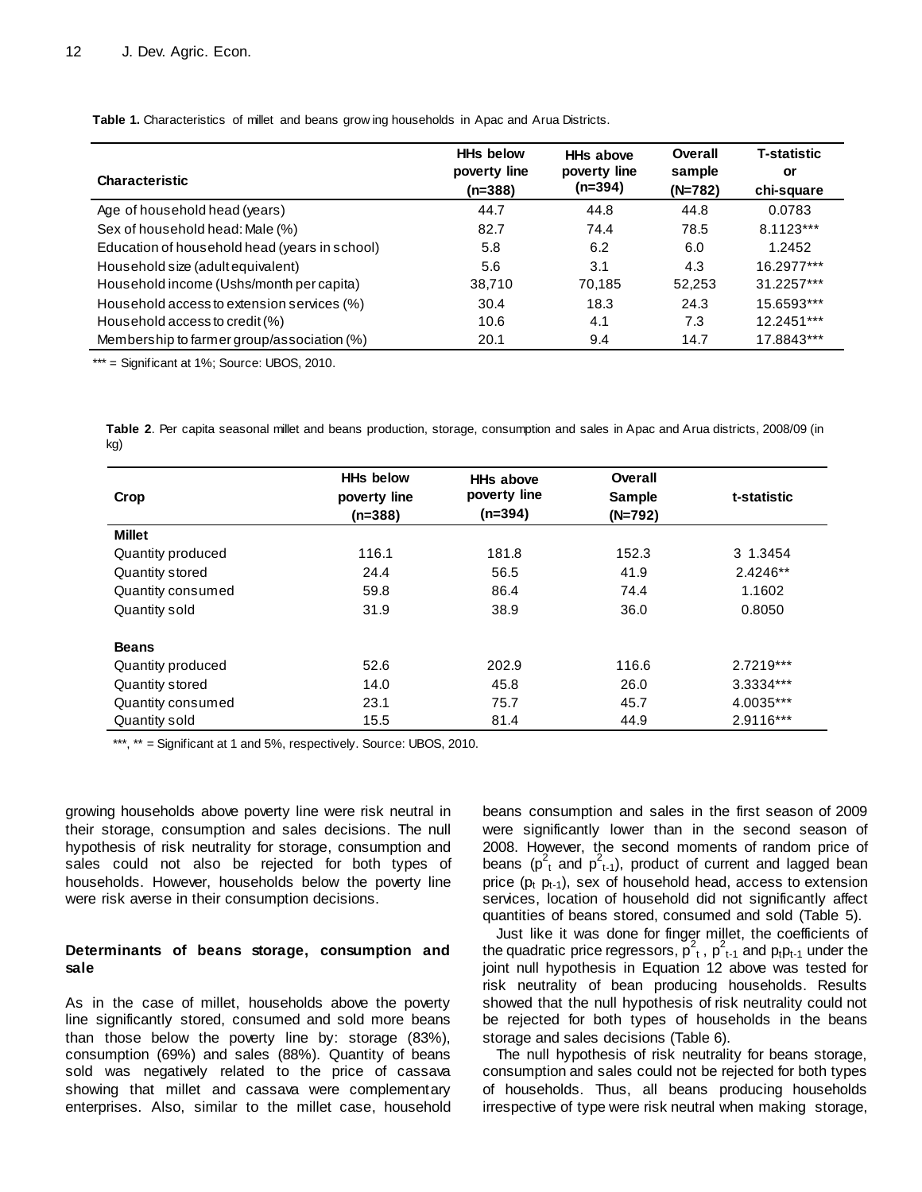**Table 1.** Characteristics of millet and beans growing households in Apac and Arua Districts.

| Characteristic | HHs below poverty line (n=388) | HHs above poverty line (n=394) | Overall sample (N=782) | T-statistic or chi-square |
|---|---|---|---|---|
| Age of household head (years) | 44.7 | 44.8 | 44.8 | 0.0783 |
| Sex of household head: Male (%) | 82.7 | 74.4 | 78.5 | 8.1123*** |
| Education of household head (years in school) | 5.8 | 6.2 | 6.0 | 1.2452 |
| Household size (adult equivalent) | 5.6 | 3.1 | 4.3 | 16.2977*** |
| Household income (Ushs/month per capita) | 38,710 | 70,185 | 52,253 | 31.2257*** |
| Household access to extension services (%) | 30.4 | 18.3 | 24.3 | 15.6593*** |
| Household access to credit (%) | 10.6 | 4.1 | 7.3 | 12.2451*** |
| Membership to farmer group/association (%) | 20.1 | 9.4 | 14.7 | 17.8843*** |

*** = Significant at 1%; Source: UBOS, 2010.

**Table 2**. Per capita seasonal millet and beans production, storage, consumption and sales in Apac and Arua districts, 2008/09 (in kg)

| Crop | HHs below poverty line (n=388) | HHs above poverty line (n=394) | Overall Sample (N=792) | t-statistic |
|---|---|---|---|---|
| **Millet** | | | | |
| Quantity produced | 116.1 | 181.8 | 152.3 | 3 1.3454 |
| Quantity stored | 24.4 | 56.5 | 41.9 | 2.4246** |
| Quantity consumed | 59.8 | 86.4 | 74.4 | 1.1602 |
| Quantity sold | 31.9 | 38.9 | 36.0 | 0.8050 |
| **Beans** | | | | |
| Quantity produced | 52.6 | 202.9 | 116.6 | 2.7219*** |
| Quantity stored | 14.0 | 45.8 | 26.0 | 3.3334*** |
| Quantity consumed | 23.1 | 75.7 | 45.7 | 4.0035*** |
| Quantity sold | 15.5 | 81.4 | 44.9 | 2.9116*** |

***, ** = Significant at 1 and 5%, respectively. Source: UBOS, 2010.

growing households above poverty line were risk neutral in their storage, consumption and sales decisions. The null hypothesis of risk neutrality for storage, consumption and sales could not also be rejected for both types of households. However, households below the poverty line were risk averse in their consumption decisions.

## Determinants of beans storage, consumption and sale

As in the case of millet, households above the poverty line significantly stored, consumed and sold more beans than those below the poverty line by: storage (83%), consumption (69%) and sales (88%). Quantity of beans sold was negatively related to the price of cassava showing that millet and cassava were complementary enterprises. Also, similar to the millet case, household beans consumption and sales in the first season of 2009 were significantly lower than in the second season of 2008. However, the second moments of random price of beans ($p^2_t$ and $p^2_{t-1}$), product of current and lagged bean price ($p_t\ p_{t-1}$), sex of household head, access to extension services, location of household did not significantly affect quantities of beans stored, consumed and sold (Table 5).

Just like it was done for finger millet, the coefficients of the quadratic price regressors, $p^2_t$ , $p^2_{t-1}$ and $p_t p_{t-1}$ under the joint null hypothesis in Equation 12 above was tested for risk neutrality of bean producing households. Results showed that the null hypothesis of risk neutrality could not be rejected for both types of households in the beans storage and sales decisions (Table 6).

The null hypothesis of risk neutrality for beans storage, consumption and sales could not be rejected for both types of households. Thus, all beans producing households irrespective of type were risk neutral when making storage,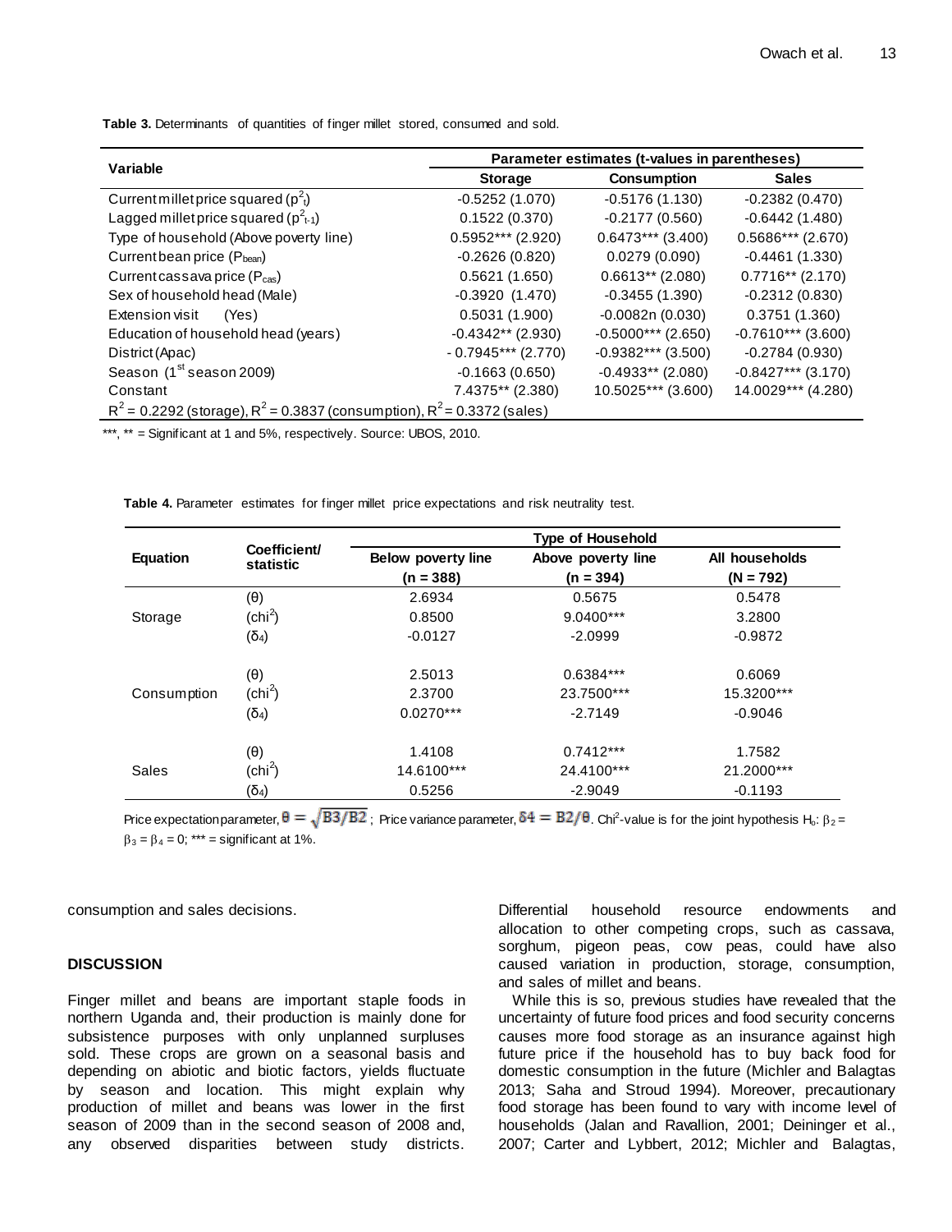**Table 3.** Determinants of quantities of finger millet stored, consumed and sold.

| Variable | Parameter estimates (t-values in parentheses) | | |
|---|---|---|---|
| | Storage | Consumption | Sales |
| Current millet price squared ($p^2_t$) | -0.5252 (1.070) | -0.5176 (1.130) | -0.2382 (0.470) |
| Lagged millet price squared ($p^2_{t-1}$) | 0.1522 (0.370) | -0.2177 (0.560) | -0.6442 (1.480) |
| Type of household (Above poverty line) | 0.5952*** (2.920) | 0.6473*** (3.400) | 0.5686*** (2.670) |
| Current bean price ($P_{bean}$) | -0.2626 (0.820) | 0.0279 (0.090) | -0.4461 (1.330) |
| Current cassava price ($P_{cas}$) | 0.5621 (1.650) | 0.6613** (2.080) | 0.7716** (2.170) |
| Sex of household head (Male) | -0.3920 (1.470) | -0.3455 (1.390) | -0.2312 (0.830) |
| Extension visit (Yes) | 0.5031 (1.900) | -0.0082n (0.030) | 0.3751 (1.360) |
| Education of household head (years) | -0.4342** (2.930) | -0.5000*** (2.650) | -0.7610*** (3.600) |
| District (Apac) | - 0.7945*** (2.770) | -0.9382*** (3.500) | -0.2784 (0.930) |
| Season (1st season 2009) | -0.1663 (0.650) | -0.4933** (2.080) | -0.8427*** (3.170) |
| Constant | 7.4375** (2.380) | 10.5025*** (3.600) | 14.0029*** (4.280) |
| $R^2$ = 0.2292 (storage), $R^2$ = 0.3837 (consumption), $R^2$ = 0.3372 (sales) | | | |

***, ** = Significant at 1 and 5%, respectively. Source: UBOS, 2010.

**Table 4.** Parameter estimates for finger millet price expectations and risk neutrality test.

| Equation | Coefficient/ statistic | Type of Household | | |
|---|---|---|---|---|
| | | Below poverty line (n = 388) | Above poverty line (n = 394) | All households (N = 792) |
| Storage | ($\theta$) | 2.6934 | 0.5675 | 0.5478 |
| | ($chi^2$) | 0.8500 | 9.0400*** | 3.2800 |
| | ($\delta_4$) | -0.0127 | -2.0999 | -0.9872 |
| Consumption | ($\theta$) | 2.5013 | 0.6384*** | 0.6069 |
| | ($chi^2$) | 2.3700 | 23.7500*** | 15.3200*** |
| | ($\delta_4$) | 0.0270*** | -2.7149 | -0.9046 |
| Sales | ($\theta$) | 1.4108 | 0.7412*** | 1.7582 |
| | ($chi^2$) | 14.6100*** | 24.4100*** | 21.2000*** |
| | ($\delta_4$) | 0.5256 | -2.9049 | -0.1193 |

Price expectation parameter, $\theta = \sqrt{B3/B2}$; Price variance parameter, $\delta 4 = B2/\theta$. $Chi^2$-value is for the joint hypothesis $H_o$: $\beta_2 = \beta_3 = \beta_4 = 0$; *** = significant at 1%.

consumption and sales decisions.

## DISCUSSION

Finger millet and beans are important staple foods in northern Uganda and, their production is mainly done for subsistence purposes with only unplanned surpluses sold. These crops are grown on a seasonal basis and depending on abiotic and biotic factors, yields fluctuate by season and location. This might explain why production of millet and beans was lower in the first season of 2009 than in the second season of 2008 and, any observed disparities between study districts. Differential household resource endowments and allocation to other competing crops, such as cassava, sorghum, pigeon peas, cow peas, could have also caused variation in production, storage, consumption, and sales of millet and beans.

While this is so, previous studies have revealed that the uncertainty of future food prices and food security concerns causes more food storage as an insurance against high future price if the household has to buy back food for domestic consumption in the future (Michler and Balagtas 2013; Saha and Stroud 1994). Moreover, precautionary food storage has been found to vary with income level of households (Jalan and Ravallion, 2001; Deininger et al., 2007; Carter and Lybbert, 2012; Michler and Balagtas,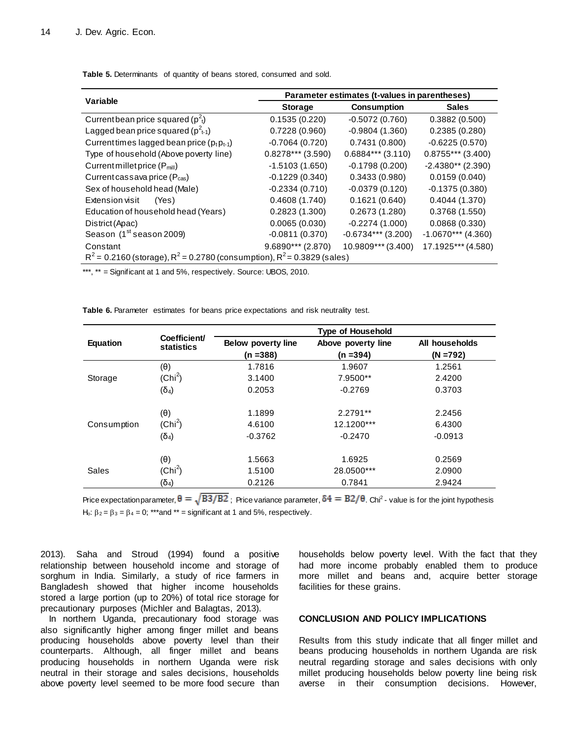**Table 5.** Determinants of quantity of beans stored, consumed and sold.

| Variable | Parameter estimates (t-values in parentheses) | | |
|---|---|---|---|
| | Storage | Consumption | Sales |
| Current bean price squared ($p^2_t$) | 0.1535 (0.220) | -0.5072 (0.760) | 0.3882 (0.500) |
| Lagged bean price squared ($p^2_{t-1}$) | 0.7228 (0.960) | -0.9804 (1.360) | 0.2385 (0.280) |
| Current times lagged bean price ($p_t p_{t-1}$) | -0.7064 (0.720) | 0.7431 (0.800) | -0.6225 (0.570) |
| Type of household (Above poverty line) | 0.8278*** (3.590) | 0.6884*** (3.110) | 0.8755*** (3.400) |
| Current millet price ($P_{mill}$) | -1.5103 (1.650) | -0.1798 (0.200) | -2.4380** (2.390) |
| Current cassava price ($P_{cas}$) | -0.1229 (0.340) | 0.3433 (0.980) | 0.0159 (0.040) |
| Sex of household head (Male) | -0.2334 (0.710) | -0.0379 (0.120) | -0.1375 (0.380) |
| Extension visit (Yes) | 0.4608 (1.740) | 0.1621 (0.640) | 0.4044 (1.370) |
| Education of household head (Years) | 0.2823 (1.300) | 0.2673 (1.280) | 0.3768 (1.550) |
| District (Apac) | 0.0065 (0.030) | -0.2274 (1.000) | 0.0868 (0.330) |
| Season (1st season 2009) | -0.0811 (0.370) | -0.6734*** (3.200) | -1.0670*** (4.360) |
| Constant | 9.6890*** (2.870) | 10.9809*** (3.400) | 17.1925*** (4.580) |
| $R^2$ = 0.2160 (storage), $R^2$ = 0.2780 (consumption), $R^2$ = 0.3829 (sales) | | | |

***, ** = Significant at 1 and 5%, respectively. Source: UBOS, 2010.

**Table 6.** Parameter estimates for beans price expectations and risk neutrality test.

| Equation | Coefficient/ statistics | Type of Household | | |
|---|---|---|---|---|
| | | Below poverty line (n =388) | Above poverty line (n =394) | All households (N =792) |
| Storage | ($\theta$) | 1.7816 | 1.9607 | 1.2561 |
| | ($Chi^2$) | 3.1400 | 7.9500** | 2.4200 |
| | ($\delta_4$) | 0.2053 | -0.2769 | 0.3703 |
| Consumption | ($\theta$) | 1.1899 | 2.2791** | 2.2456 |
| | ($Chi^2$) | 4.6100 | 12.1200*** | 6.4300 |
| | ($\delta_4$) | -0.3762 | -0.2470 | -0.0913 |
| Sales | ($\theta$) | 1.5663 | 1.6925 | 0.2569 |
| | ($Chi^2$) | 1.5100 | 28.0500*** | 2.0900 |
| | ($\delta_4$) | 0.2126 | 0.7841 | 2.9424 |

Price expectation parameter, $\theta = \sqrt{B3/B2}$; Price variance parameter, $\delta 4 = B2/\theta$. $Chi^2$ - value is for the joint hypothesis $H_o$: $\beta_2 = \beta_3 = \beta_4 = 0$; ***and ** = significant at 1 and 5%, respectively.

2013). Saha and Stroud (1994) found a positive relationship between household income and storage of sorghum in India. Similarly, a study of rice farmers in Bangladesh showed that higher income households stored a large portion (up to 20%) of total rice storage for precautionary purposes (Michler and Balagtas, 2013).

In northern Uganda, precautionary food storage was also significantly higher among finger millet and beans producing households above poverty level than their counterparts. Although, all finger millet and beans producing households in northern Uganda were risk neutral in their storage and sales decisions, households above poverty level seemed to be more food secure than households below poverty level. With the fact that they had more income probably enabled them to produce more millet and beans and, acquire better storage facilities for these grains.

## CONCLUSION AND POLICY IMPLICATIONS

Results from this study indicate that all finger millet and beans producing households in northern Uganda are risk neutral regarding storage and sales decisions with only millet producing households below poverty line being risk averse in their consumption decisions. However,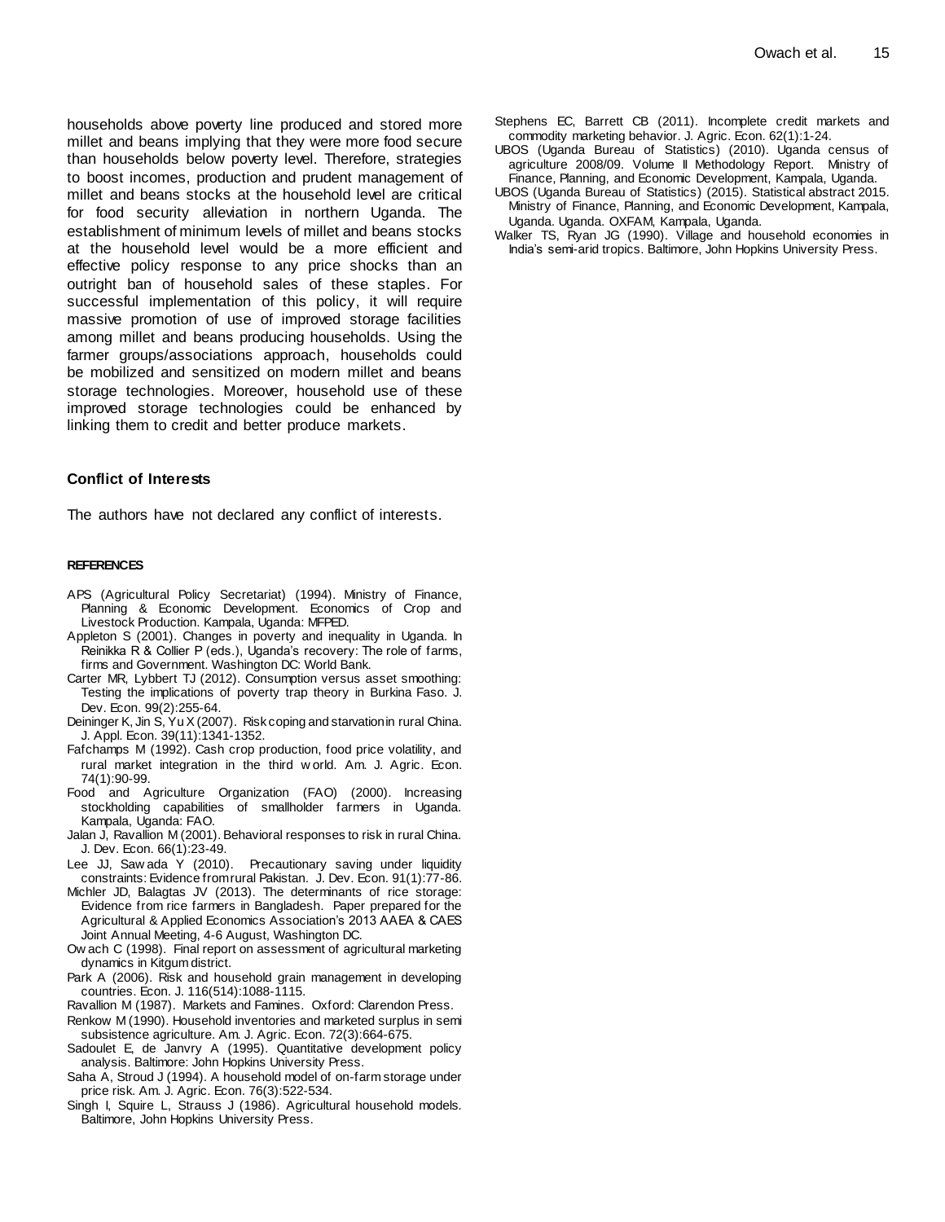households above poverty line produced and stored more millet and beans implying that they were more food secure than households below poverty level. Therefore, strategies to boost incomes, production and prudent management of millet and beans stocks at the household level are critical for food security alleviation in northern Uganda. The establishment of minimum levels of millet and beans stocks at the household level would be a more efficient and effective policy response to any price shocks than an outright ban of household sales of these staples. For successful implementation of this policy, it will require massive promotion of use of improved storage facilities among millet and beans producing households. Using the farmer groups/associations approach, households could be mobilized and sensitized on modern millet and beans storage technologies. Moreover, household use of these improved storage technologies could be enhanced by linking them to credit and better produce markets.

## Conflict of Interests

The authors have not declared any conflict of interests.

## REFERENCES

APS (Agricultural Policy Secretariat) (1994). Ministry of Finance, Planning & Economic Development. Economics of Crop and Livestock Production. Kampala, Uganda: MFPED.

Appleton S (2001). Changes in poverty and inequality in Uganda. In Reinikka R & Collier P (eds.), Uganda's recovery: The role of farms, firms and Government. Washington DC: World Bank.

Carter MR, Lybbert TJ (2012). Consumption versus asset smoothing: Testing the implications of poverty trap theory in Burkina Faso. J. Dev. Econ. 99(2):255-64.

Deininger K, Jin S, Yu X (2007). Risk coping and starvation in rural China. J. Appl. Econ. 39(11):1341-1352.

Fafchamps M (1992). Cash crop production, food price volatility, and rural market integration in the third world. Am. J. Agric. Econ. 74(1):90-99.

Food and Agriculture Organization (FAO) (2000). Increasing stockholding capabilities of smallholder farmers in Uganda. Kampala, Uganda: FAO.

Jalan J, Ravallion M (2001). Behavioral responses to risk in rural China. J. Dev. Econ. 66(1):23-49.

Lee JJ, Sawada Y (2010). Precautionary saving under liquidity constraints: Evidence from rural Pakistan. J. Dev. Econ. 91(1):77-86.

Michler JD, Balagtas JV (2013). The determinants of rice storage: Evidence from rice farmers in Bangladesh. Paper prepared for the Agricultural & Applied Economics Association's 2013 AAEA & CAES Joint Annual Meeting, 4-6 August, Washington DC.

Owach C (1998). Final report on assessment of agricultural marketing dynamics in Kitgum district.

Park A (2006). Risk and household grain management in developing countries. Econ. J. 116(514):1088-1115.

Ravallion M (1987). Markets and Famines. Oxford: Clarendon Press.

Renkow M (1990). Household inventories and marketed surplus in semi subsistence agriculture. Am. J. Agric. Econ. 72(3):664-675.

Sadoulet E, de Janvry A (1995). Quantitative development policy analysis. Baltimore: John Hopkins University Press.

Saha A, Stroud J (1994). A household model of on-farm storage under price risk. Am. J. Agric. Econ. 76(3):522-534.

Singh I, Squire L, Strauss J (1986). Agricultural household models. Baltimore, John Hopkins University Press.

Stephens EC, Barrett CB (2011). Incomplete credit markets and commodity marketing behavior. J. Agric. Econ. 62(1):1-24.

UBOS (Uganda Bureau of Statistics) (2010). Uganda census of agriculture 2008/09. Volume II Methodology Report. Ministry of Finance, Planning, and Economic Development, Kampala, Uganda.

UBOS (Uganda Bureau of Statistics) (2015). Statistical abstract 2015. Ministry of Finance, Planning, and Economic Development, Kampala, Uganda. Uganda. OXFAM, Kampala, Uganda.

Walker TS, Ryan JG (1990). Village and household economies in India's semi-arid tropics. Baltimore, John Hopkins University Press.